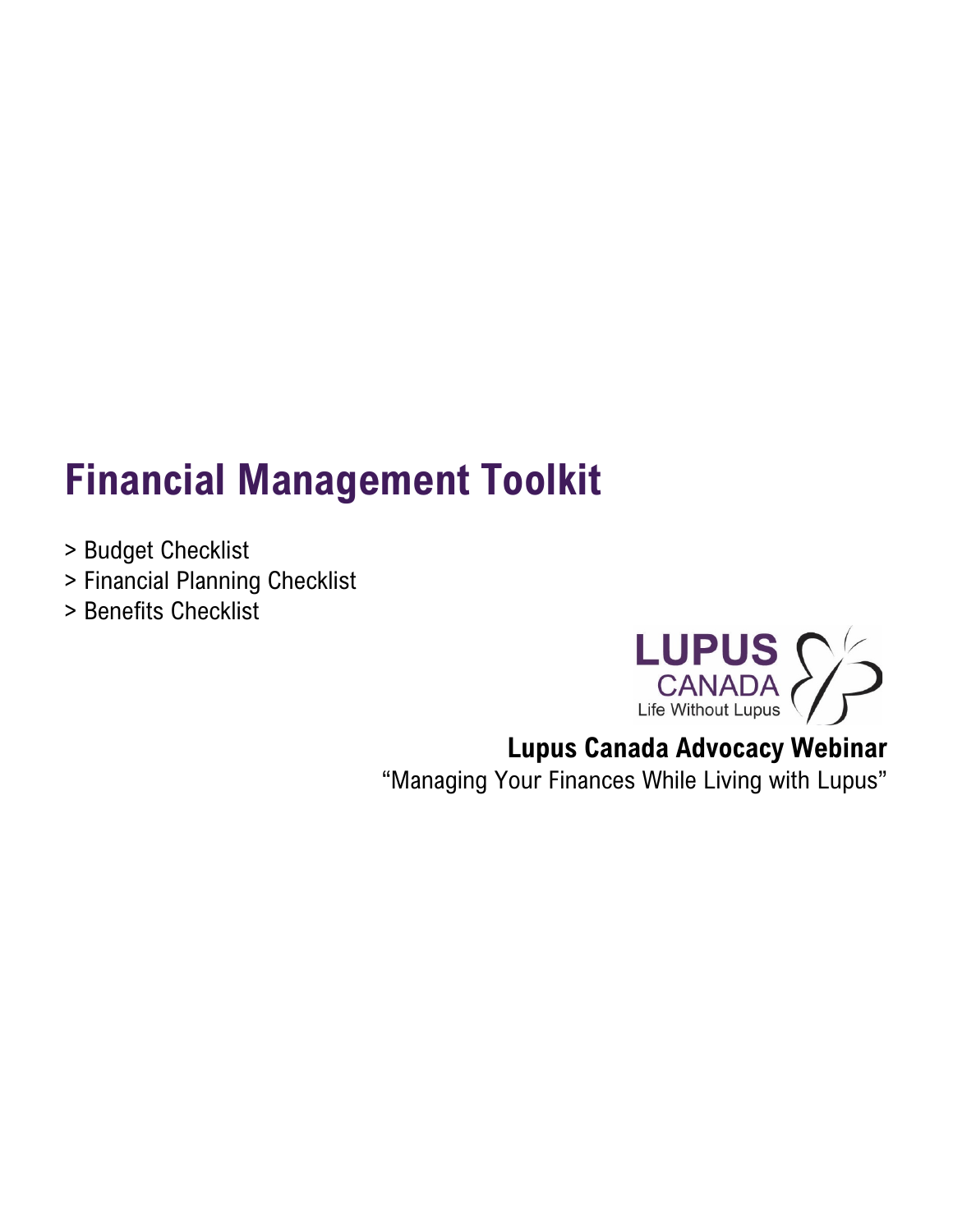# Financial Management Toolkit

> Budget Checklist
> Financial Planning Checklist
> Benefits Checklist

LUPUS CANADA
Life Without Lupus

**Lupus Canada Advocacy Webinar**

"Managing Your Finances While Living with Lupus"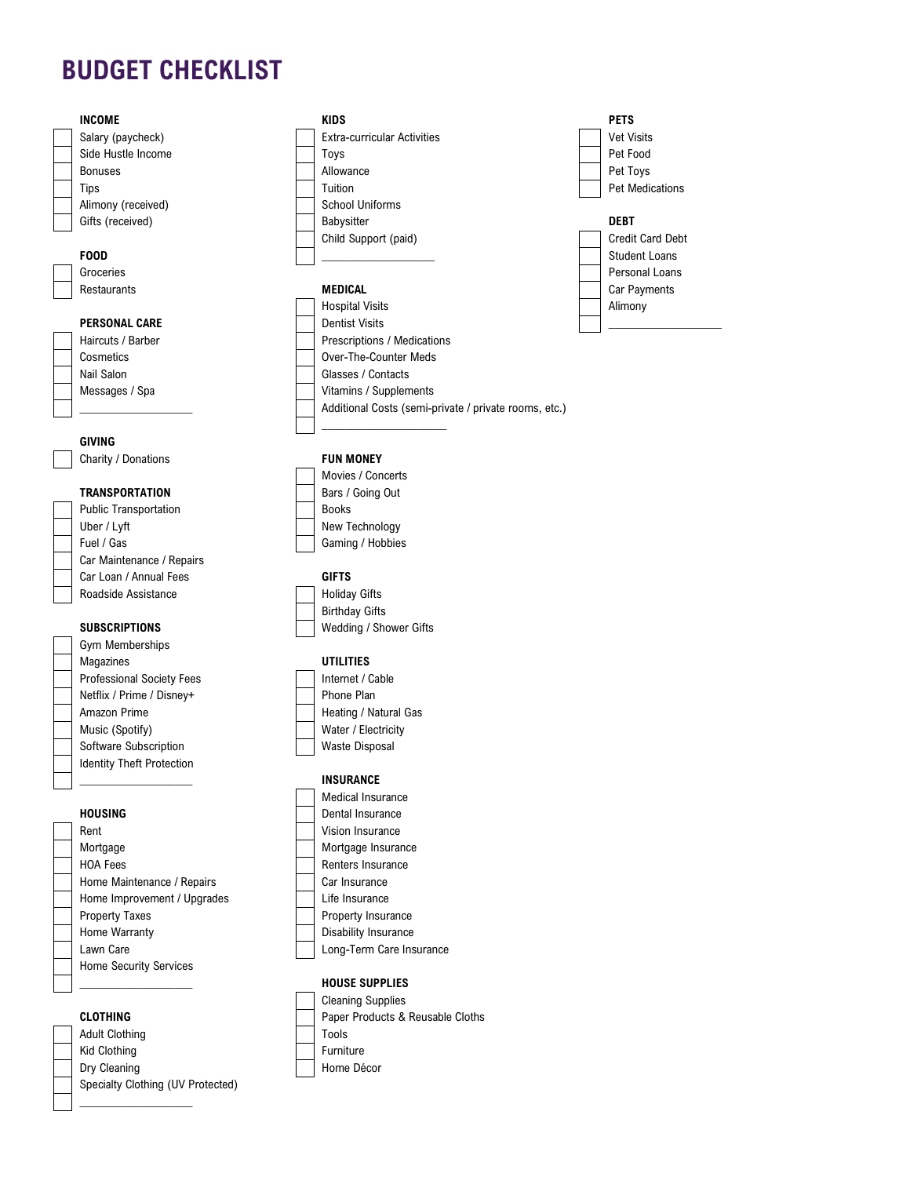# BUDGET CHECKLIST

### INCOME
- [ ] Salary (paycheck)
- [ ] Side Hustle Income
- [ ] Bonuses
- [ ] Tips
- [ ] Alimony (received)
- [ ] Gifts (received)

### FOOD
- [ ] Groceries
- [ ] Restaurants

### PERSONAL CARE
- [ ] Haircuts / Barber
- [ ] Cosmetics
- [ ] Nail Salon
- [ ] Messages / Spa
- [ ] ________________

### GIVING
- [ ] Charity / Donations

### TRANSPORTATION
- [ ] Public Transportation
- [ ] Uber / Lyft
- [ ] Fuel / Gas
- [ ] Car Maintenance / Repairs
- [ ] Car Loan / Annual Fees
- [ ] Roadside Assistance

### SUBSCRIPTIONS
- [ ] Gym Memberships
- [ ] Magazines
- [ ] Professional Society Fees
- [ ] Netflix / Prime / Disney+
- [ ] Amazon Prime
- [ ] Music (Spotify)
- [ ] Software Subscription
- [ ] Identity Theft Protection
- [ ] ________________

### HOUSING
- [ ] Rent
- [ ] Mortgage
- [ ] HOA Fees
- [ ] Home Maintenance / Repairs
- [ ] Home Improvement / Upgrades
- [ ] Property Taxes
- [ ] Home Warranty
- [ ] Lawn Care
- [ ] Home Security Services
- [ ] ________________

### CLOTHING
- [ ] Adult Clothing
- [ ] Kid Clothing
- [ ] Dry Cleaning
- [ ] Specialty Clothing (UV Protected)
- [ ] ________________

### KIDS
- [ ] Extra-curricular Activities
- [ ] Toys
- [ ] Allowance
- [ ] Tuition
- [ ] School Uniforms
- [ ] Babysitter
- [ ] Child Support (paid)
- [ ] ________________

### MEDICAL
- [ ] Hospital Visits
- [ ] Dentist Visits
- [ ] Prescriptions / Medications
- [ ] Over-The-Counter Meds
- [ ] Glasses / Contacts
- [ ] Vitamins / Supplements
- [ ] Additional Costs (semi-private / private rooms, etc.)
- [ ] ________________

### FUN MONEY
- [ ] Movies / Concerts
- [ ] Bars / Going Out
- [ ] Books
- [ ] New Technology
- [ ] Gaming / Hobbies

### GIFTS
- [ ] Holiday Gifts
- [ ] Birthday Gifts
- [ ] Wedding / Shower Gifts

### UTILITIES
- [ ] Internet / Cable
- [ ] Phone Plan
- [ ] Heating / Natural Gas
- [ ] Water / Electricity
- [ ] Waste Disposal

### INSURANCE
- [ ] Medical Insurance
- [ ] Dental Insurance
- [ ] Vision Insurance
- [ ] Mortgage Insurance
- [ ] Renters Insurance
- [ ] Car Insurance
- [ ] Life Insurance
- [ ] Property Insurance
- [ ] Disability Insurance
- [ ] Long-Term Care Insurance

### HOUSE SUPPLIES
- [ ] Cleaning Supplies
- [ ] Paper Products & Reusable Cloths
- [ ] Tools
- [ ] Furniture
- [ ] Home Décor

### PETS
- [ ] Vet Visits
- [ ] Pet Food
- [ ] Pet Toys
- [ ] Pet Medications

### DEBT
- [ ] Credit Card Debt
- [ ] Student Loans
- [ ] Personal Loans
- [ ] Car Payments
- [ ] Alimony
- [ ] ________________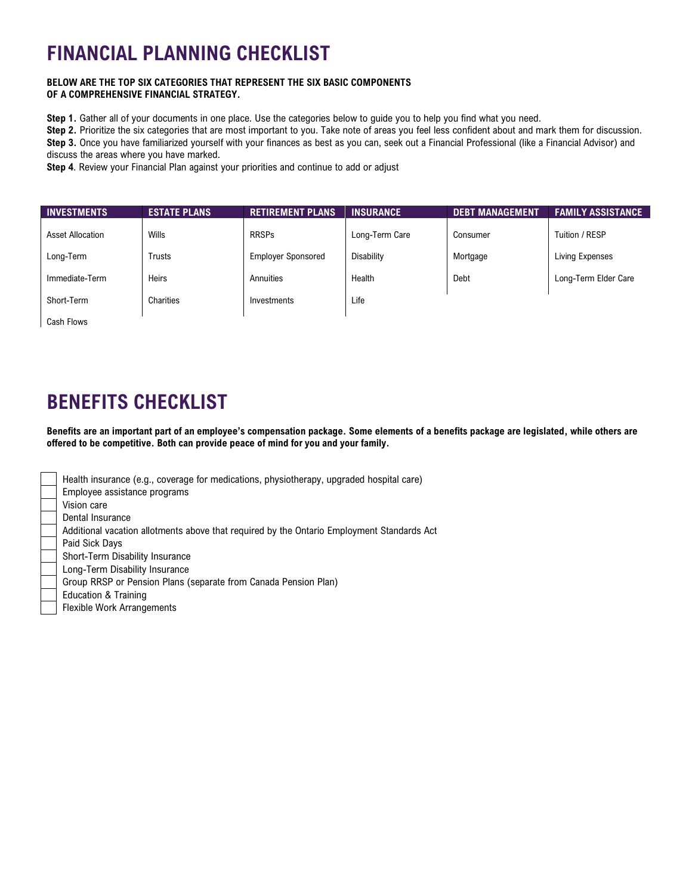# FINANCIAL PLANNING CHECKLIST

**BELOW ARE THE TOP SIX CATEGORIES THAT REPRESENT THE SIX BASIC COMPONENTS OF A COMPREHENSIVE FINANCIAL STRATEGY.**

**Step 1.** Gather all of your documents in one place. Use the categories below to guide you to help you find what you need.
**Step 2.** Prioritize the six categories that are most important to you. Take note of areas you feel less confident about and mark them for discussion.
**Step 3.** Once you have familiarized yourself with your finances as best as you can, seek out a Financial Professional (like a Financial Advisor) and discuss the areas where you have marked.
**Step 4**. Review your Financial Plan against your priorities and continue to add or adjust

| INVESTMENTS | ESTATE PLANS | RETIREMENT PLANS | INSURANCE | DEBT MANAGEMENT | FAMILY ASSISTANCE |
|---|---|---|---|---|---|
| Asset Allocation | Wills | RRSPs | Long-Term Care | Consumer | Tuition / RESP |
| Long-Term | Trusts | Employer Sponsored | Disability | Mortgage | Living Expenses |
| Immediate-Term | Heirs | Annuities | Health | Debt | Long-Term Elder Care |
| Short-Term | Charities | Investments | Life | | |
| Cash Flows | | | | | |

# BENEFITS CHECKLIST

**Benefits are an important part of an employee's compensation package. Some elements of a benefits package are legislated, while others are offered to be competitive. Both can provide peace of mind for you and your family.**

- [ ] Health insurance (e.g., coverage for medications, physiotherapy, upgraded hospital care)
- [ ] Employee assistance programs
- [ ] Vision care
- [ ] Dental Insurance
- [ ] Additional vacation allotments above that required by the Ontario Employment Standards Act
- [ ] Paid Sick Days
- [ ] Short-Term Disability Insurance
- [ ] Long-Term Disability Insurance
- [ ] Group RRSP or Pension Plans (separate from Canada Pension Plan)
- [ ] Education & Training
- [ ] Flexible Work Arrangements